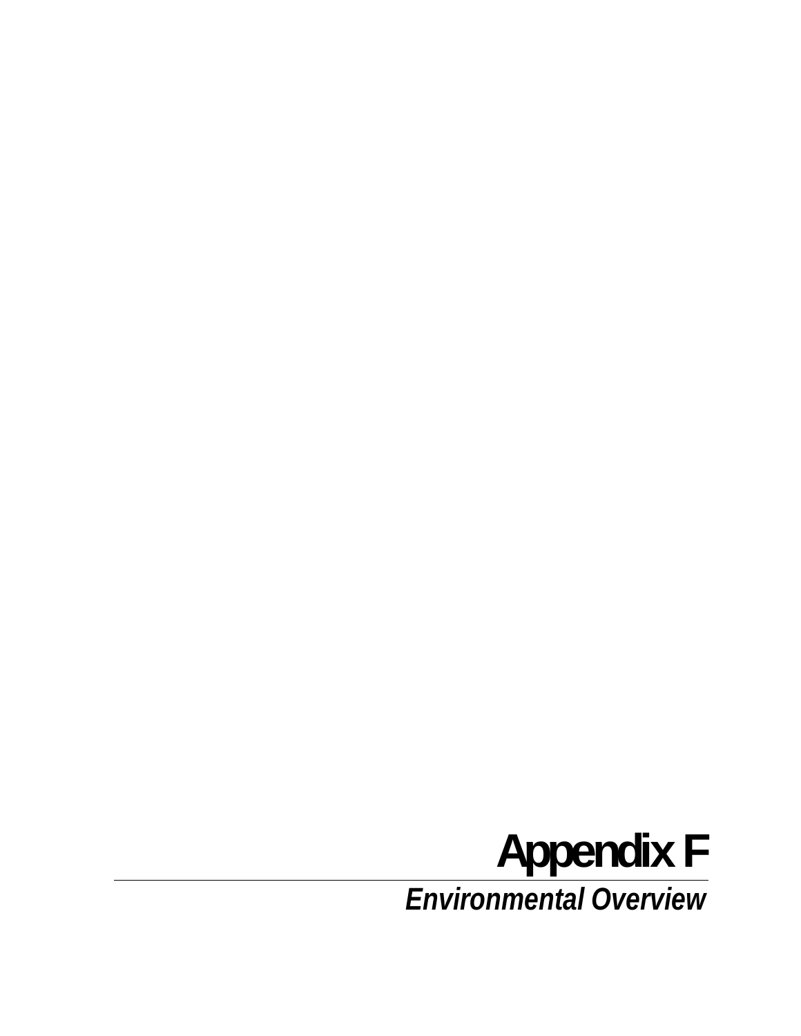# Appendix F

## *Environmental Overview*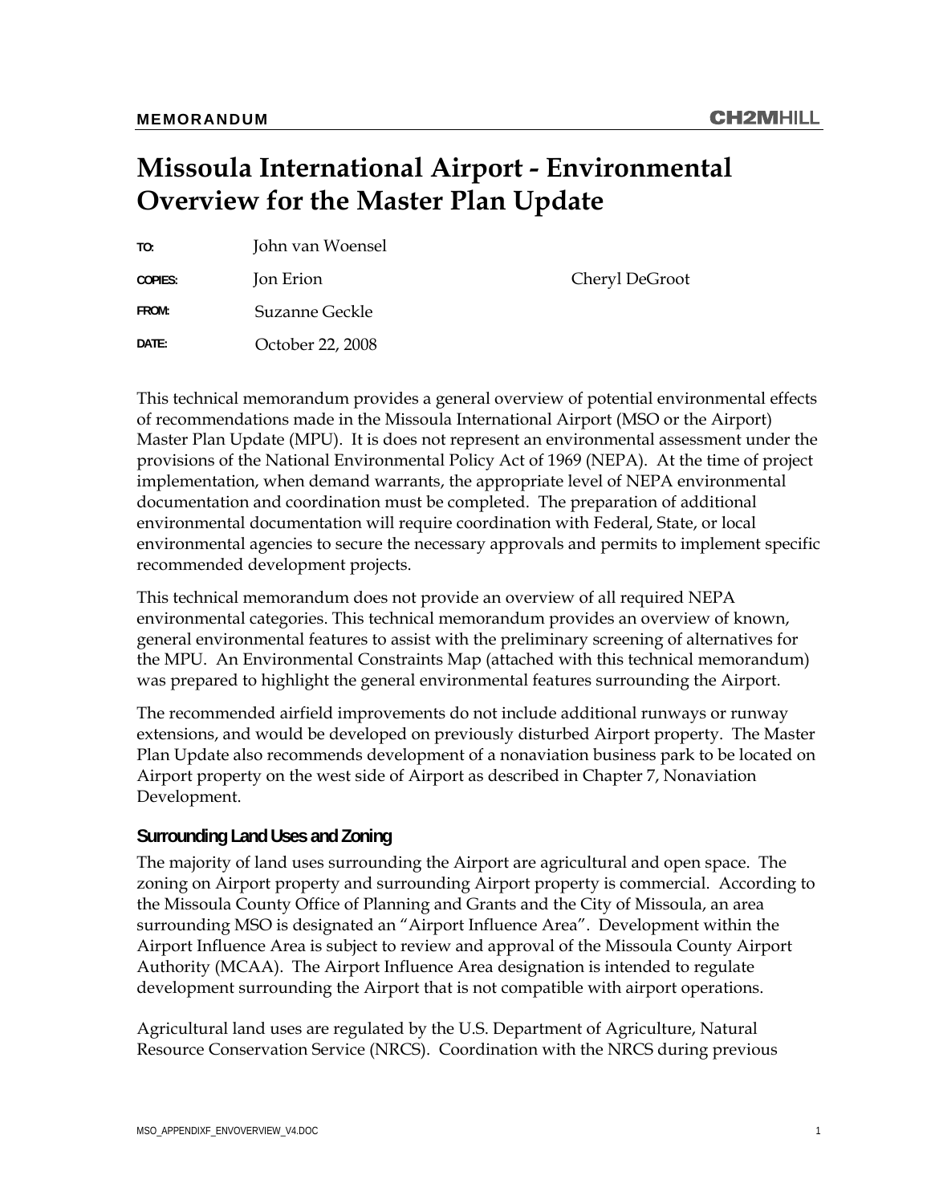**MEMORANDUM**

# Missoula International Airport - Environmental Overview for the Master Plan Update

| | | |
|---|---|---|
| TO: | John van Woensel | |
| COPIES: | Jon Erion | Cheryl DeGroot |
| FROM: | Suzanne Geckle | |
| DATE: | October 22, 2008 | |

This technical memorandum provides a general overview of potential environmental effects of recommendations made in the Missoula International Airport (MSO or the Airport) Master Plan Update (MPU). It is does not represent an environmental assessment under the provisions of the National Environmental Policy Act of 1969 (NEPA). At the time of project implementation, when demand warrants, the appropriate level of NEPA environmental documentation and coordination must be completed. The preparation of additional environmental documentation will require coordination with Federal, State, or local environmental agencies to secure the necessary approvals and permits to implement specific recommended development projects.

This technical memorandum does not provide an overview of all required NEPA environmental categories. This technical memorandum provides an overview of known, general environmental features to assist with the preliminary screening of alternatives for the MPU. An Environmental Constraints Map (attached with this technical memorandum) was prepared to highlight the general environmental features surrounding the Airport.

The recommended airfield improvements do not include additional runways or runway extensions, and would be developed on previously disturbed Airport property. The Master Plan Update also recommends development of a nonaviation business park to be located on Airport property on the west side of Airport as described in Chapter 7, Nonaviation Development.

## Surrounding Land Uses and Zoning

The majority of land uses surrounding the Airport are agricultural and open space. The zoning on Airport property and surrounding Airport property is commercial. According to the Missoula County Office of Planning and Grants and the City of Missoula, an area surrounding MSO is designated an "Airport Influence Area". Development within the Airport Influence Area is subject to review and approval of the Missoula County Airport Authority (MCAA). The Airport Influence Area designation is intended to regulate development surrounding the Airport that is not compatible with airport operations.

Agricultural land uses are regulated by the U.S. Department of Agriculture, Natural Resource Conservation Service (NRCS). Coordination with the NRCS during previous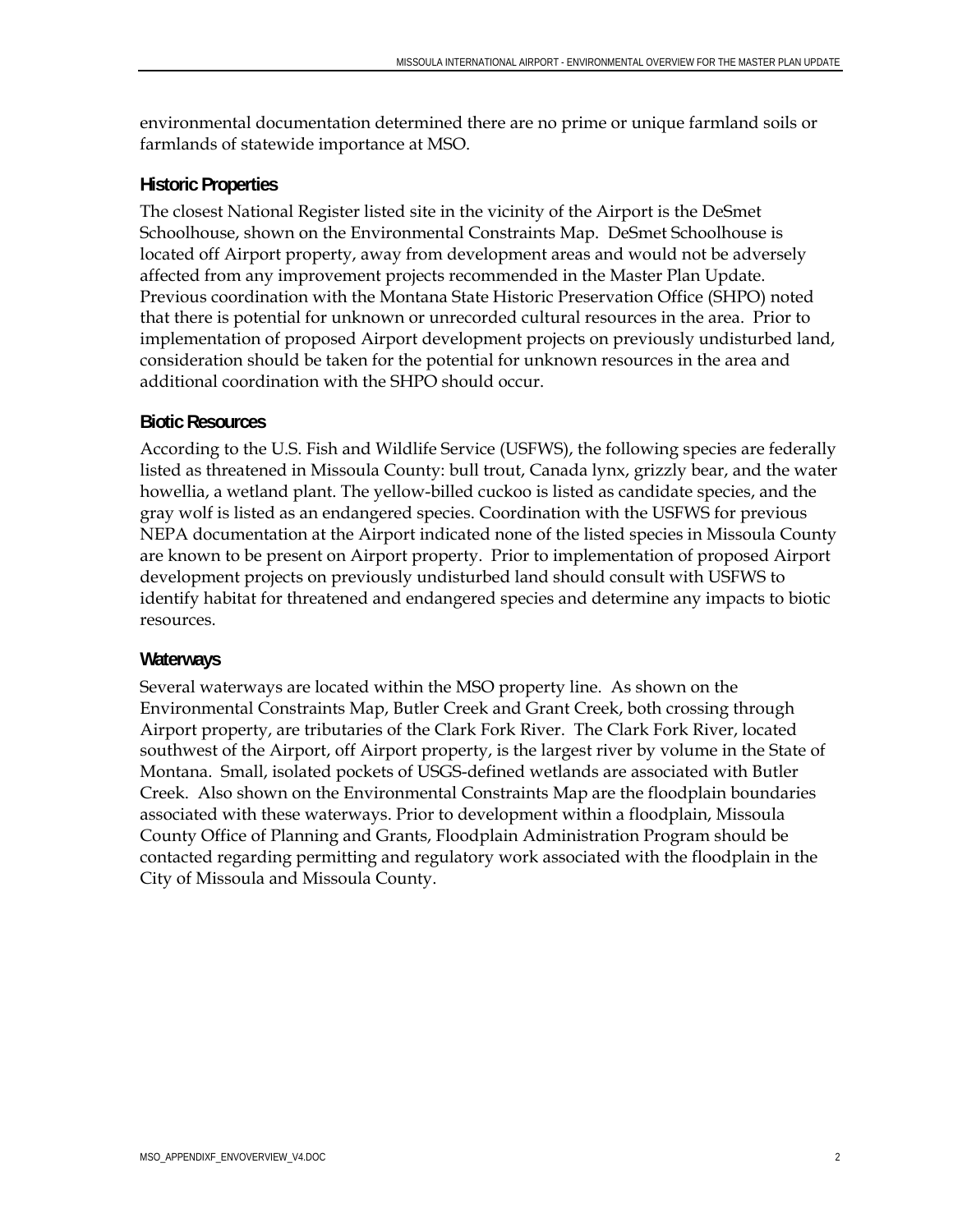environmental documentation determined there are no prime or unique farmland soils or farmlands of statewide importance at MSO.

### Historic Properties

The closest National Register listed site in the vicinity of the Airport is the DeSmet Schoolhouse, shown on the Environmental Constraints Map. DeSmet Schoolhouse is located off Airport property, away from development areas and would not be adversely affected from any improvement projects recommended in the Master Plan Update. Previous coordination with the Montana State Historic Preservation Office (SHPO) noted that there is potential for unknown or unrecorded cultural resources in the area. Prior to implementation of proposed Airport development projects on previously undisturbed land, consideration should be taken for the potential for unknown resources in the area and additional coordination with the SHPO should occur.

### Biotic Resources

According to the U.S. Fish and Wildlife Service (USFWS), the following species are federally listed as threatened in Missoula County: bull trout, Canada lynx, grizzly bear, and the water howellia, a wetland plant. The yellow-billed cuckoo is listed as candidate species, and the gray wolf is listed as an endangered species. Coordination with the USFWS for previous NEPA documentation at the Airport indicated none of the listed species in Missoula County are known to be present on Airport property. Prior to implementation of proposed Airport development projects on previously undisturbed land should consult with USFWS to identify habitat for threatened and endangered species and determine any impacts to biotic resources.

### Waterways

Several waterways are located within the MSO property line. As shown on the Environmental Constraints Map, Butler Creek and Grant Creek, both crossing through Airport property, are tributaries of the Clark Fork River. The Clark Fork River, located southwest of the Airport, off Airport property, is the largest river by volume in the State of Montana. Small, isolated pockets of USGS-defined wetlands are associated with Butler Creek. Also shown on the Environmental Constraints Map are the floodplain boundaries associated with these waterways. Prior to development within a floodplain, Missoula County Office of Planning and Grants, Floodplain Administration Program should be contacted regarding permitting and regulatory work associated with the floodplain in the City of Missoula and Missoula County.